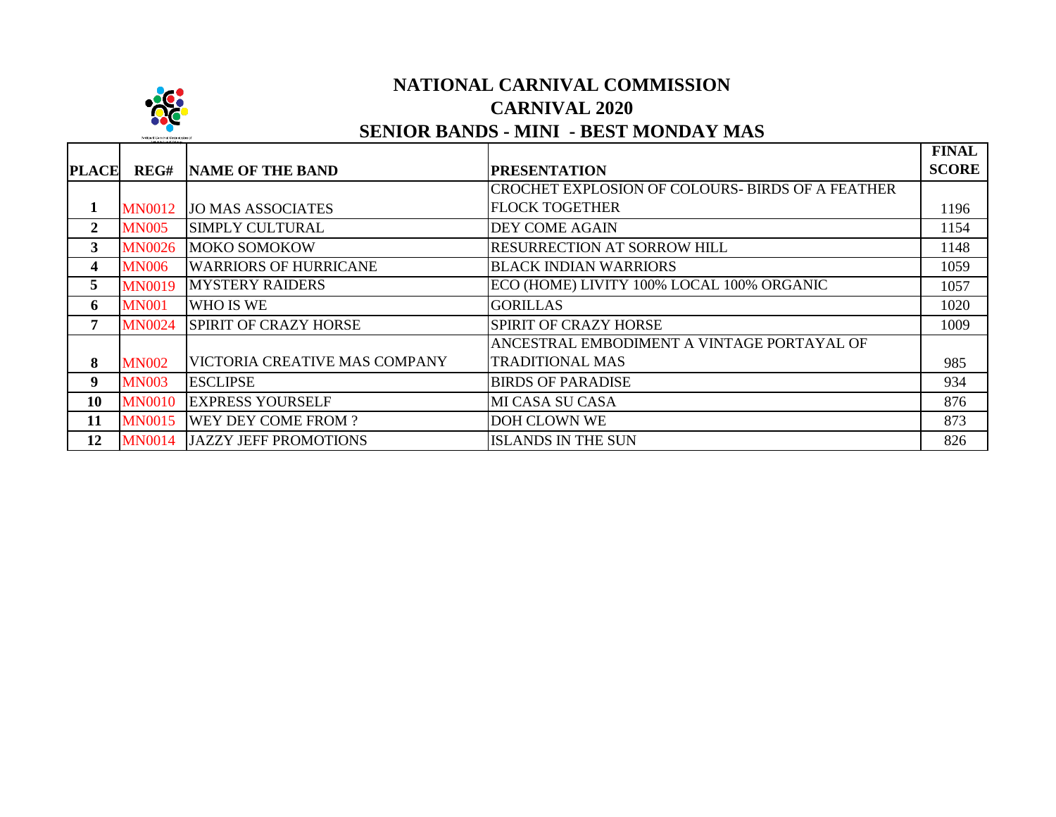# NATIONAL CARNIVAL COMMISSION

## CARNIVAL 2020

## SENIOR BANDS - MINI - BEST MONDAY MAS

| PLACE | REG# | NAME OF THE BAND | PRESENTATION | FINAL SCORE |
|---|---|---|---|---|
| 1 | MN0012 | JO MAS ASSOCIATES | CROCHET EXPLOSION OF COLOURS- BIRDS OF A FEATHER FLOCK TOGETHER | 1196 |
| 2 | MN005 | SIMPLY CULTURAL | DEY COME AGAIN | 1154 |
| 3 | MN0026 | MOKO SOMOKOW | RESURRECTION AT SORROW HILL | 1148 |
| 4 | MN006 | WARRIORS OF HURRICANE | BLACK INDIAN WARRIORS | 1059 |
| 5 | MN0019 | MYSTERY RAIDERS | ECO (HOME) LIVITY 100% LOCAL 100% ORGANIC | 1057 |
| 6 | MN001 | WHO IS WE | GORILLAS | 1020 |
| 7 | MN0024 | SPIRIT OF CRAZY HORSE | SPIRIT OF CRAZY HORSE | 1009 |
| 8 | MN002 | VICTORIA CREATIVE MAS COMPANY | ANCESTRAL EMBODIMENT A VINTAGE PORTAYAL OF TRADITIONAL MAS | 985 |
| 9 | MN003 | ESCLIPSE | BIRDS OF PARADISE | 934 |
| 10 | MN0010 | EXPRESS YOURSELF | MI CASA SU CASA | 876 |
| 11 | MN0015 | WEY DEY COME FROM ? | DOH CLOWN WE | 873 |
| 12 | MN0014 | JAZZY JEFF PROMOTIONS | ISLANDS IN THE SUN | 826 |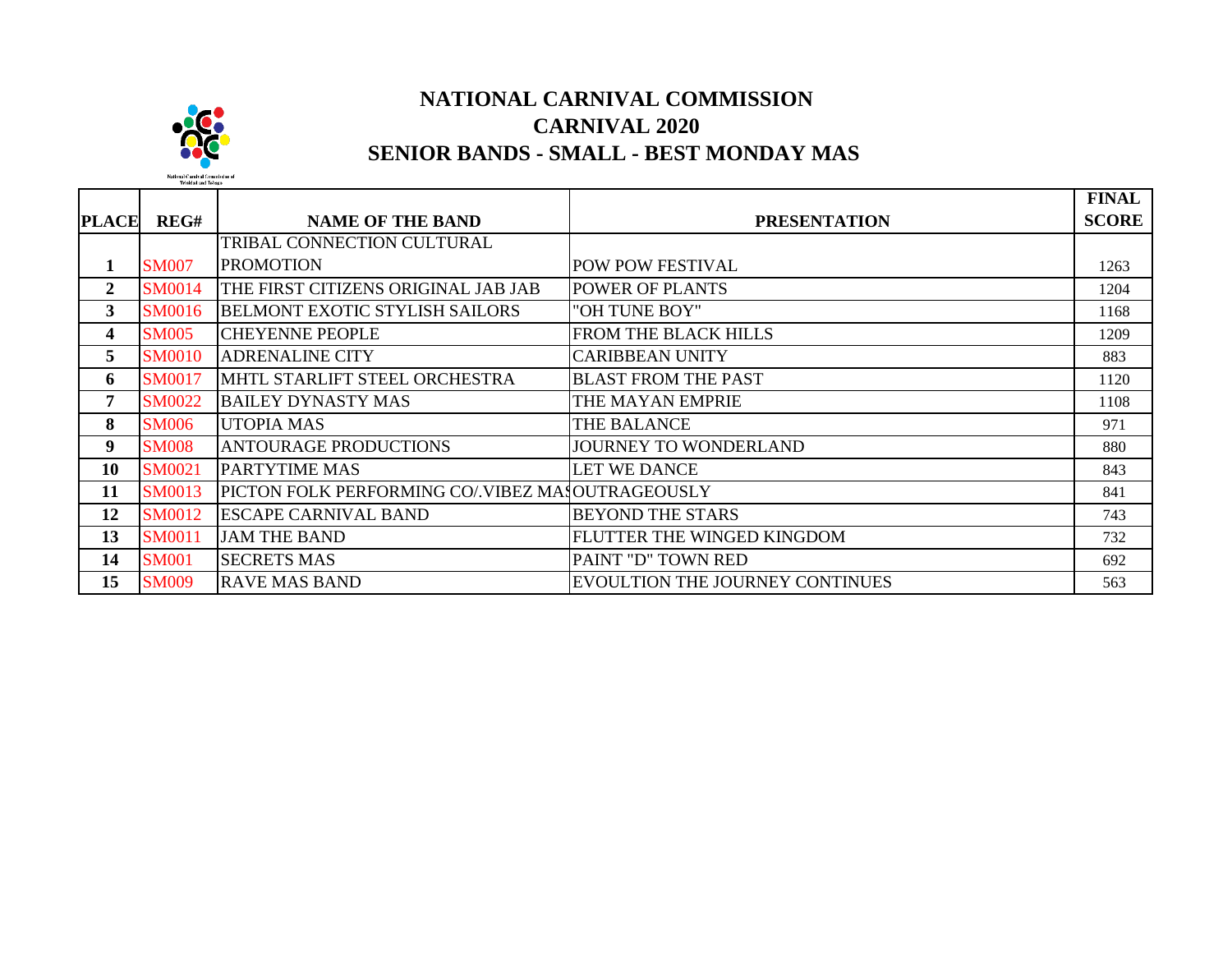# NATIONAL CARNIVAL COMMISSION
## CARNIVAL 2020
## SENIOR BANDS - SMALL - BEST MONDAY MAS

| PLACE | REG# | NAME OF THE BAND | PRESENTATION | FINAL SCORE |
|---|---|---|---|---|
| 1 | SM007 | TRIBAL CONNECTION CULTURAL PROMOTION | POW POW FESTIVAL | 1263 |
| 2 | SM0014 | THE FIRST CITIZENS ORIGINAL JAB JAB | POWER OF PLANTS | 1204 |
| 3 | SM0016 | BELMONT EXOTIC STYLISH SAILORS | "OH TUNE BOY" | 1168 |
| 4 | SM005 | CHEYENNE PEOPLE | FROM THE BLACK HILLS | 1209 |
| 5 | SM0010 | ADRENALINE CITY | CARIBBEAN UNITY | 883 |
| 6 | SM0017 | MHTL STARLIFT STEEL ORCHESTRA | BLAST FROM THE PAST | 1120 |
| 7 | SM0022 | BAILEY DYNASTY MAS | THE MAYAN EMPRIE | 1108 |
| 8 | SM006 | UTOPIA MAS | THE BALANCE | 971 |
| 9 | SM008 | ANTOURAGE PRODUCTIONS | JOURNEY TO WONDERLAND | 880 |
| 10 | SM0021 | PARTYTIME MAS | LET WE DANCE | 843 |
| 11 | SM0013 | PICTON FOLK PERFORMING CO/.VIBEZ MAS | OUTRAGEOUSLY | 841 |
| 12 | SM0012 | ESCAPE CARNIVAL BAND | BEYOND THE STARS | 743 |
| 13 | SM0011 | JAM THE BAND | FLUTTER THE WINGED KINGDOM | 732 |
| 14 | SM001 | SECRETS MAS | PAINT "D" TOWN RED | 692 |
| 15 | SM009 | RAVE MAS BAND | EVOULTION THE JOURNEY CONTINUES | 563 |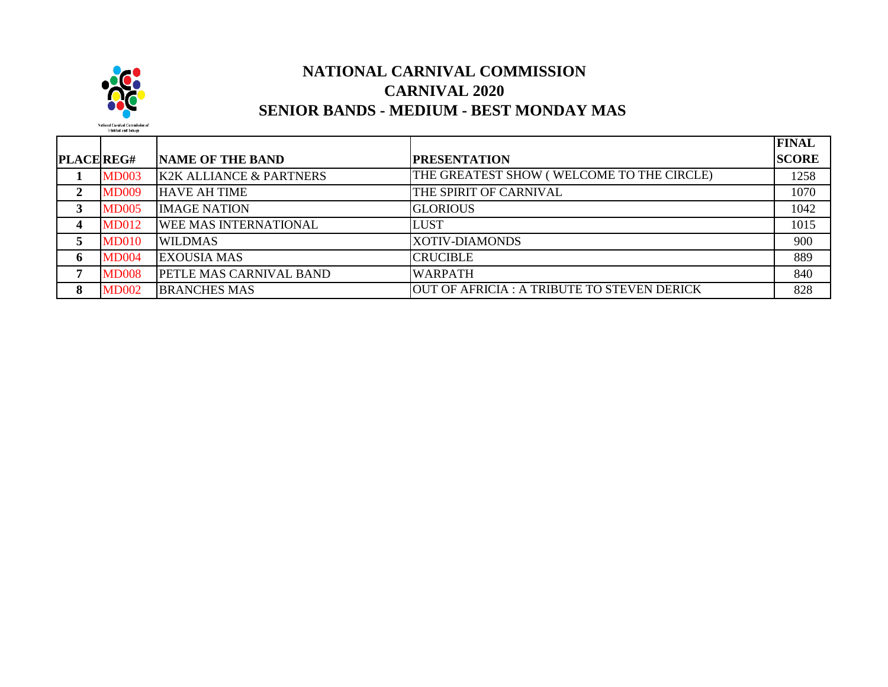# NATIONAL CARNIVAL COMMISSION
## CARNIVAL 2020
## SENIOR BANDS - MEDIUM - BEST MONDAY MAS

| PLACE | REG# | NAME OF THE BAND | PRESENTATION | FINAL SCORE |
|---|---|---|---|---|
| 1 | MD003 | K2K ALLIANCE & PARTNERS | THE GREATEST SHOW ( WELCOME TO THE CIRCLE) | 1258 |
| 2 | MD009 | HAVE AH TIME | THE SPIRIT OF CARNIVAL | 1070 |
| 3 | MD005 | IMAGE NATION | GLORIOUS | 1042 |
| 4 | MD012 | WEE MAS INTERNATIONAL | LUST | 1015 |
| 5 | MD010 | WILDMAS | XOTIV-DIAMONDS | 900 |
| 6 | MD004 | EXOUSIA MAS | CRUCIBLE | 889 |
| 7 | MD008 | PETLE MAS CARNIVAL BAND | WARPATH | 840 |
| 8 | MD002 | BRANCHES MAS | OUT OF AFRICIA : A TRIBUTE TO STEVEN DERICK | 828 |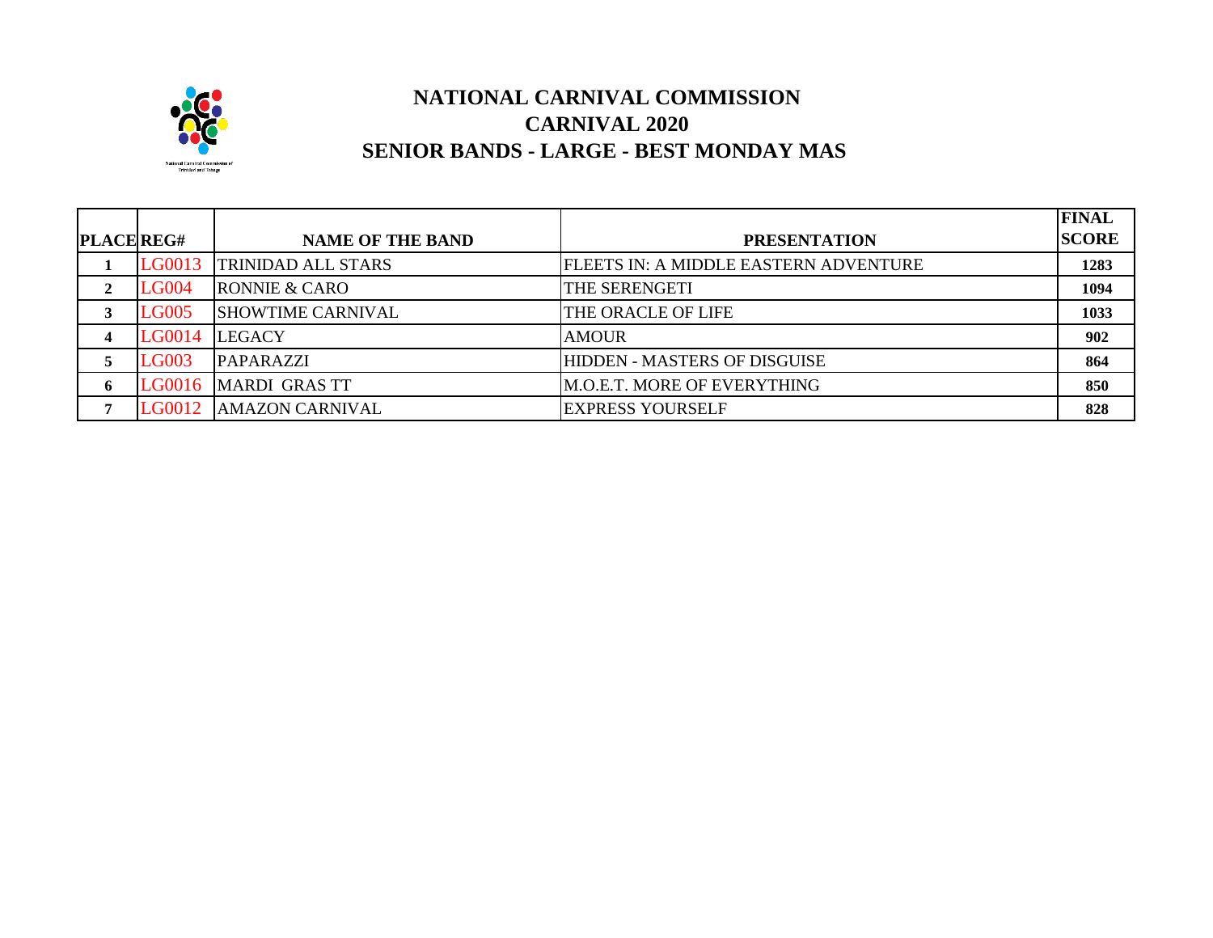# NATIONAL CARNIVAL COMMISSION
## CARNIVAL 2020
## SENIOR BANDS - LARGE - BEST MONDAY MAS

| PLACE | REG# | NAME OF THE BAND | PRESENTATION | FINAL SCORE |
|---|---|---|---|---|
| 1 | LG0013 | TRINIDAD ALL STARS | FLEETS IN: A MIDDLE EASTERN ADVENTURE | 1283 |
| 2 | LG004 | RONNIE & CARO | THE SERENGETI | 1094 |
| 3 | LG005 | SHOWTIME CARNIVAL | THE ORACLE OF LIFE | 1033 |
| 4 | LG0014 | LEGACY | AMOUR | 902 |
| 5 | LG003 | PAPARAZZI | HIDDEN - MASTERS OF DISGUISE | 864 |
| 6 | LG0016 | MARDI GRAS TT | M.O.E.T. MORE OF EVERYTHING | 850 |
| 7 | LG0012 | AMAZON CARNIVAL | EXPRESS YOURSELF | 828 |